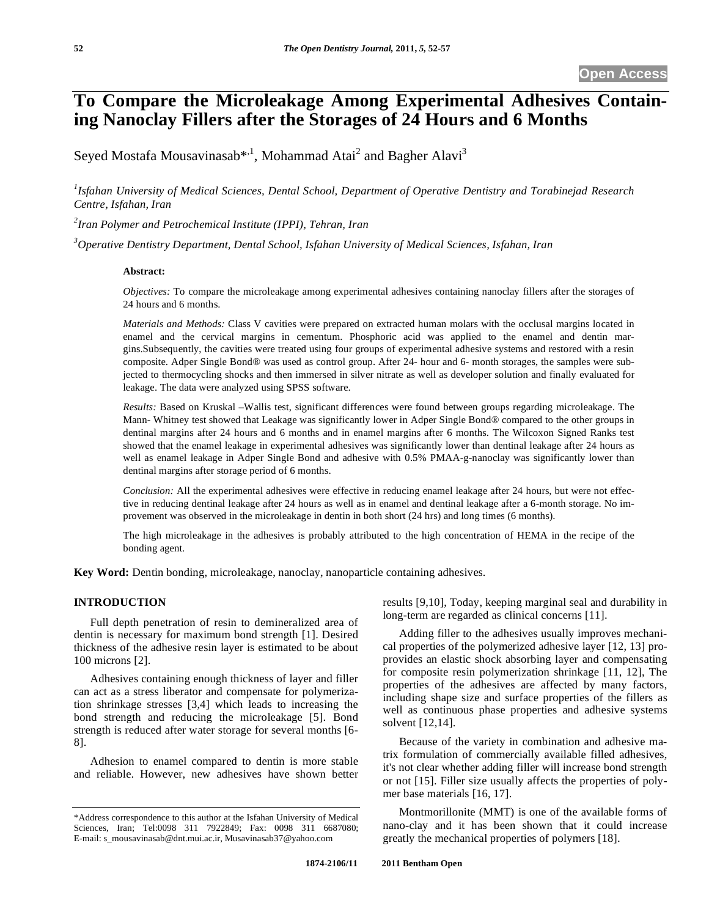Open Access

# To Compare the Microleakage Among Experimental Adhesives Containing Nanoclay Fillers after the Storages of 24 Hours and 6 Months

Seyed Mostafa Mousavinasab*[,1], Mohammad Atai[2] and Bagher Alavi[3]

[1]*Isfahan University of Medical Sciences, Dental School, Department of Operative Dentistry and Torabinejad Research Centre, Isfahan, Iran*

[2]*Iran Polymer and Petrochemical Institute (IPPI), Tehran, Iran*

[3]*Operative Dentistry Department, Dental School, Isfahan University of Medical Sciences, Isfahan, Iran*

**Abstract:**

*Objectives:* To compare the microleakage among experimental adhesives containing nanoclay fillers after the storages of 24 hours and 6 months.

*Materials and Methods:* Class V cavities were prepared on extracted human molars with the occlusal margins located in enamel and the cervical margins in cementum. Phosphoric acid was applied to the enamel and dentin margins.Subsequently, the cavities were treated using four groups of experimental adhesive systems and restored with a resin composite. Adper Single Bond® was used as control group. After 24- hour and 6- month storages, the samples were subjected to thermocycling shocks and then immersed in silver nitrate as well as developer solution and finally evaluated for leakage. The data were analyzed using SPSS software.

*Results:* Based on Kruskal –Wallis test, significant differences were found between groups regarding microleakage. The Mann- Whitney test showed that Leakage was significantly lower in Adper Single Bond® compared to the other groups in dentinal margins after 24 hours and 6 months and in enamel margins after 6 months. The Wilcoxon Signed Ranks test showed that the enamel leakage in experimental adhesives was significantly lower than dentinal leakage after 24 hours as well as enamel leakage in Adper Single Bond and adhesive with 0.5% PMAA-g-nanoclay was significantly lower than dentinal margins after storage period of 6 months.

*Conclusion:* All the experimental adhesives were effective in reducing enamel leakage after 24 hours, but were not effective in reducing dentinal leakage after 24 hours as well as in enamel and dentinal leakage after a 6-month storage. No improvement was observed in the microleakage in dentin in both short (24 hrs) and long times (6 months).

The high microleakage in the adhesives is probably attributed to the high concentration of HEMA in the recipe of the bonding agent.

**Key Word:** Dentin bonding, microleakage, nanoclay, nanoparticle containing adhesives.

## INTRODUCTION

Full depth penetration of resin to demineralized area of dentin is necessary for maximum bond strength [1]. Desired thickness of the adhesive resin layer is estimated to be about 100 microns [2].

Adhesives containing enough thickness of layer and filler can act as a stress liberator and compensate for polymerization shrinkage stresses [3,4] which leads to increasing the bond strength and reducing the microleakage [5]. Bond strength is reduced after water storage for several months [6-8].

Adhesion to enamel compared to dentin is more stable and reliable. However, new adhesives have shown better results [9,10], Today, keeping marginal seal and durability in long-term are regarded as clinical concerns [11].

Adding filler to the adhesives usually improves mechanical properties of the polymerized adhesive layer [12, 13] proprovides an elastic shock absorbing layer and compensating for composite resin polymerization shrinkage [11, 12], The properties of the adhesives are affected by many factors, including shape size and surface properties of the fillers as well as continuous phase properties and adhesive systems solvent [12,14].

Because of the variety in combination and adhesive matrix formulation of commercially available filled adhesives, it's not clear whether adding filler will increase bond strength or not [15]. Filler size usually affects the properties of polymer base materials [16, 17].

Montmorillonite (MMT) is one of the available forms of nano-clay and it has been shown that it could increase greatly the mechanical properties of polymers [18].

*Address correspondence to this author at the Isfahan University of Medical Sciences, Iran; Tel:0098 311 7922849; Fax: 0098 311 6687080; E-mail: s_mousavinasab@dnt.mui.ac.ir, Musavinasab37@yahoo.com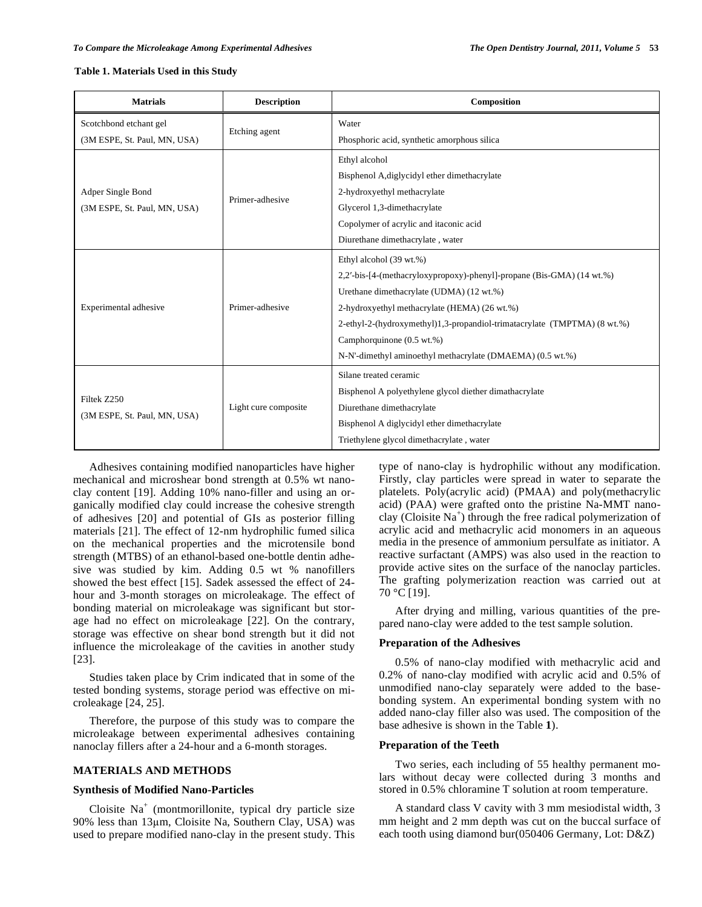**Table 1. Materials Used in this Study**

| Matrials | Description | Composition |
|---|---|---|
| Scotchbond etchant gel<br>(3M ESPE, St. Paul, MN, USA) | Etching agent | Water<br>Phosphoric acid, synthetic amorphous silica |
| Adper Single Bond<br>(3M ESPE, St. Paul, MN, USA) | Primer-adhesive | Ethyl alcohol<br>Bisphenol A,diglycidyl ether dimethacrylate<br>2-hydroxyethyl methacrylate<br>Glycerol 1,3-dimethacrylate<br>Copolymer of acrylic and itaconic acid<br>Diurethane dimethacrylate , water |
| Experimental adhesive | Primer-adhesive | Ethyl alcohol (39 wt.%)<br>2,2′-bis-[4-(methacryloxypropoxy)-phenyl]-propane (Bis-GMA) (14 wt.%)<br>Urethane dimethacrylate (UDMA) (12 wt.%)<br>2-hydroxyethyl methacrylate (HEMA) (26 wt.%)<br>2-ethyl-2-(hydroxymethyl)1,3-propandiol-trimatacrylate (TMPTMA) (8 wt.%)<br>Camphorquinone (0.5 wt.%)<br>N-N'-dimethyl aminoethyl methacrylate (DMAEMA) (0.5 wt.%) |
| Filtek Z250<br>(3M ESPE, St. Paul, MN, USA) | Light cure composite | Silane treated ceramic<br>Bisphenol A polyethylene glycol diether dimathacrylate<br>Diurethane dimethacrylate<br>Bisphenol A diglycidyl ether dimethacrylate<br>Triethylene glycol dimethacrylate , water |

Adhesives containing modified nanoparticles have higher mechanical and microshear bond strength at 0.5% wt nano-clay content [19]. Adding 10% nano-filler and using an organically modified clay could increase the cohesive strength of adhesives [20] and potential of GIs as posterior filling materials [21]. The effect of 12-nm hydrophilic fumed silica on the mechanical properties and the microtensile bond strength (MTBS) of an ethanol-based one-bottle dentin adhesive was studied by kim. Adding 0.5 wt % nanofillers showed the best effect [15]. Sadek assessed the effect of 24-hour and 3-month storages on microleakage. The effect of bonding material on microleakage was significant but storage had no effect on microleakage [22]. On the contrary, storage was effective on shear bond strength but it did not influence the microleakage of the cavities in another study [23].

Studies taken place by Crim indicated that in some of the tested bonding systems, storage period was effective on microleakage [24, 25].

Therefore, the purpose of this study was to compare the microleakage between experimental adhesives containing nanoclay fillers after a 24-hour and a 6-month storages.

## MATERIALS AND METHODS

### Synthesis of Modified Nano-Particles

Cloisite $Na^{+}$ (montmorillonite, typical dry particle size 90% less than 13μm, Cloisite Na, Southern Clay, USA) was used to prepare modified nano-clay in the present study. This type of nano-clay is hydrophilic without any modification. Firstly, clay particles were spread in water to separate the platelets. Poly(acrylic acid) (PMAA) and poly(methacrylic acid) (PAA) were grafted onto the pristine Na-MMT nano-clay (Cloisite $Na^{+}$) through the free radical polymerization of acrylic acid and methacrylic acid monomers in an aqueous media in the presence of ammonium persulfate as initiator. A reactive surfactant (AMPS) was also used in the reaction to provide active sites on the surface of the nanoclay particles. The grafting polymerization reaction was carried out at 70 °C [19].

After drying and milling, various quantities of the prepared nano-clay were added to the test sample solution.

### Preparation of the Adhesives

0.5% of nano-clay modified with methacrylic acid and 0.2% of nano-clay modified with acrylic acid and 0.5% of unmodified nano-clay separately were added to the base-bonding system. An experimental bonding system with no added nano-clay filler also was used. The composition of the base adhesive is shown in the Table **1**).

### Preparation of the Teeth

Two series, each including of 55 healthy permanent molars without decay were collected during 3 months and stored in 0.5% chloramine T solution at room temperature.

A standard class V cavity with 3 mm mesiodistal width, 3 mm height and 2 mm depth was cut on the buccal surface of each tooth using diamond bur(050406 Germany, Lot: D&Z)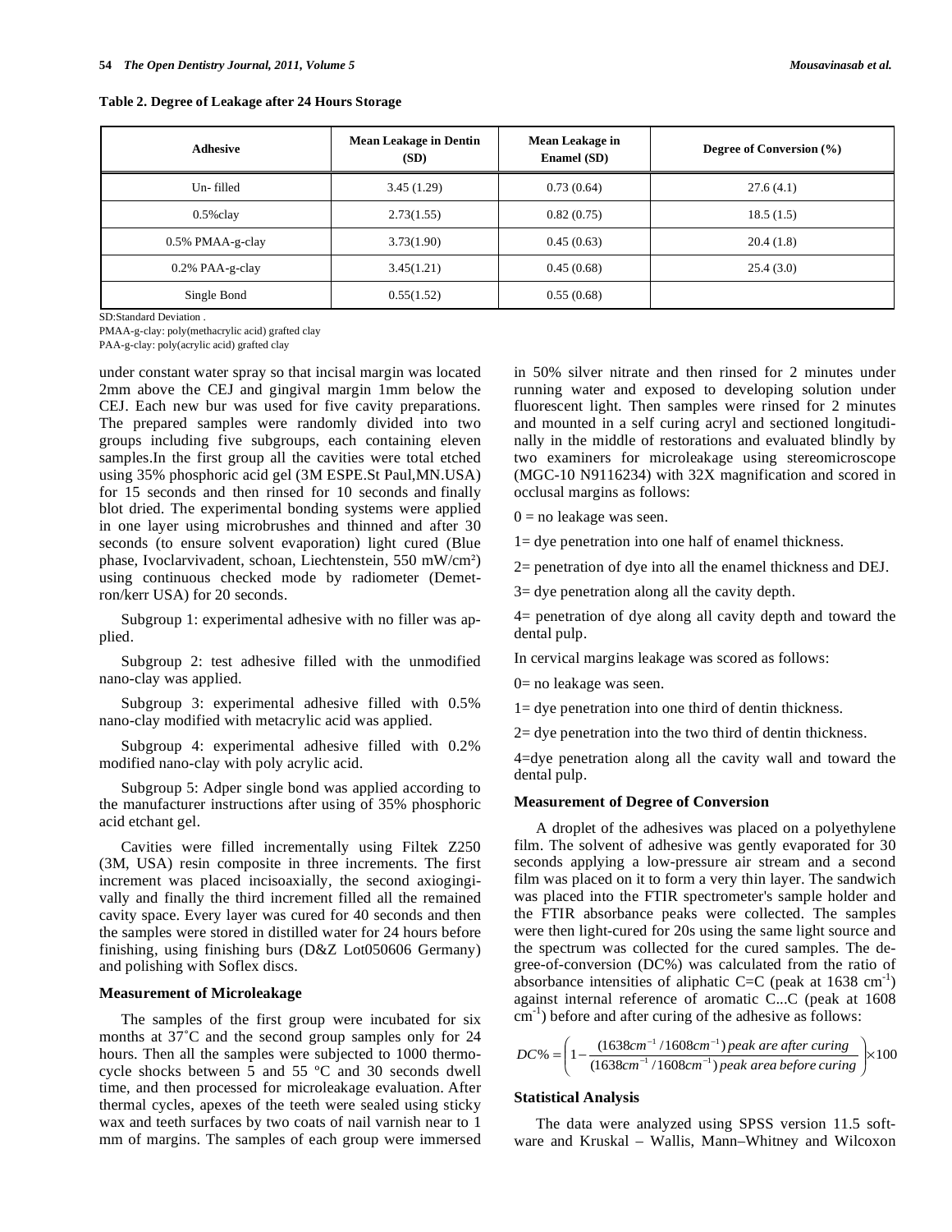**Table 2. Degree of Leakage after 24 Hours Storage**

| Adhesive | Mean Leakage in Dentin (SD) | Mean Leakage in Enamel (SD) | Degree of Conversion (%) |
|---|---|---|---|
| Un- filled | 3.45 (1.29) | 0.73 (0.64) | 27.6 (4.1) |
| 0.5%clay | 2.73(1.55) | 0.82 (0.75) | 18.5 (1.5) |
| 0.5% PMAA-g-clay | 3.73(1.90) | 0.45 (0.63) | 20.4 (1.8) |
| 0.2% PAA-g-clay | 3.45(1.21) | 0.45 (0.68) | 25.4 (3.0) |
| Single Bond | 0.55(1.52) | 0.55 (0.68) | |

SD:Standard Deviation .
PMAA-g-clay: poly(methacrylic acid) grafted clay
PAA-g-clay: poly(acrylic acid) grafted clay

under constant water spray so that incisal margin was located 2mm above the CEJ and gingival margin 1mm below the CEJ. Each new bur was used for five cavity preparations. The prepared samples were randomly divided into two groups including five subgroups, each containing eleven samples.In the first group all the cavities were total etched using 35% phosphoric acid gel (3M ESPE.St Paul,MN.USA) for 15 seconds and then rinsed for 10 seconds and finally blot dried. The experimental bonding systems were applied in one layer using microbrushes and thinned and after 30 seconds (to ensure solvent evaporation) light cured (Blue phase, Ivoclarvivadent, schoan, Liechtenstein, 550 mW/cm²) using continuous checked mode by radiometer (Demetron/kerr USA) for 20 seconds.

Subgroup 1: experimental adhesive with no filler was applied.

Subgroup 2: test adhesive filled with the unmodified nano-clay was applied.

Subgroup 3: experimental adhesive filled with 0.5% nano-clay modified with metacrylic acid was applied.

Subgroup 4: experimental adhesive filled with 0.2% modified nano-clay with poly acrylic acid.

Subgroup 5: Adper single bond was applied according to the manufacturer instructions after using of 35% phosphoric acid etchant gel.

Cavities were filled incrementally using Filtek Z250 (3M, USA) resin composite in three increments. The first increment was placed incisoaxially, the second axiogingivally and finally the third increment filled all the remained cavity space. Every layer was cured for 40 seconds and then the samples were stored in distilled water for 24 hours before finishing, using finishing burs (D&Z Lot050606 Germany) and polishing with Soflex discs.

### Measurement of Microleakage

The samples of the first group were incubated for six months at 37˚C and the second group samples only for 24 hours. Then all the samples were subjected to 1000 thermocycle shocks between 5 and 55 ºC and 30 seconds dwell time, and then processed for microleakage evaluation. After thermal cycles, apexes of the teeth were sealed using sticky wax and teeth surfaces by two coats of nail varnish near to 1 mm of margins. The samples of each group were immersed in 50% silver nitrate and then rinsed for 2 minutes under running water and exposed to developing solution under fluorescent light. Then samples were rinsed for 2 minutes and mounted in a self curing acryl and sectioned longitudinally in the middle of restorations and evaluated blindly by two examiners for microleakage using stereomicroscope (MGC-10 N9116234) with 32X magnification and scored in occlusal margins as follows:

0 = no leakage was seen.

1= dye penetration into one half of enamel thickness.

2= penetration of dye into all the enamel thickness and DEJ.

3= dye penetration along all the cavity depth.

4= penetration of dye along all cavity depth and toward the dental pulp.

In cervical margins leakage was scored as follows:

0= no leakage was seen.

1= dye penetration into one third of dentin thickness.

2= dye penetration into the two third of dentin thickness.

4=dye penetration along all the cavity wall and toward the dental pulp.

### Measurement of Degree of Conversion

A droplet of the adhesives was placed on a polyethylene film. The solvent of adhesive was gently evaporated for 30 seconds applying a low-pressure air stream and a second film was placed on it to form a very thin layer. The sandwich was placed into the FTIR spectrometer's sample holder and the FTIR absorbance peaks were collected. The samples were then light-cured for 20s using the same light source and the spectrum was collected for the cured samples. The degree-of-conversion (DC%) was calculated from the ratio of absorbance intensities of aliphatic C=C (peak at 1638 $cm^{-1}$) against internal reference of aromatic C...C (peak at 1608 $cm^{-1}$) before and after curing of the adhesive as follows:

$$DC\% = \left(1 - \frac{(1638cm^{-1}/1608cm^{-1})\, peak\ are\ after\ curing}{(1638cm^{-1}/1608cm^{-1})\, peak\ area\ before\ curing}\right) \times 100$$

### Statistical Analysis

The data were analyzed using SPSS version 11.5 software and Kruskal – Wallis, Mann–Whitney and Wilcoxon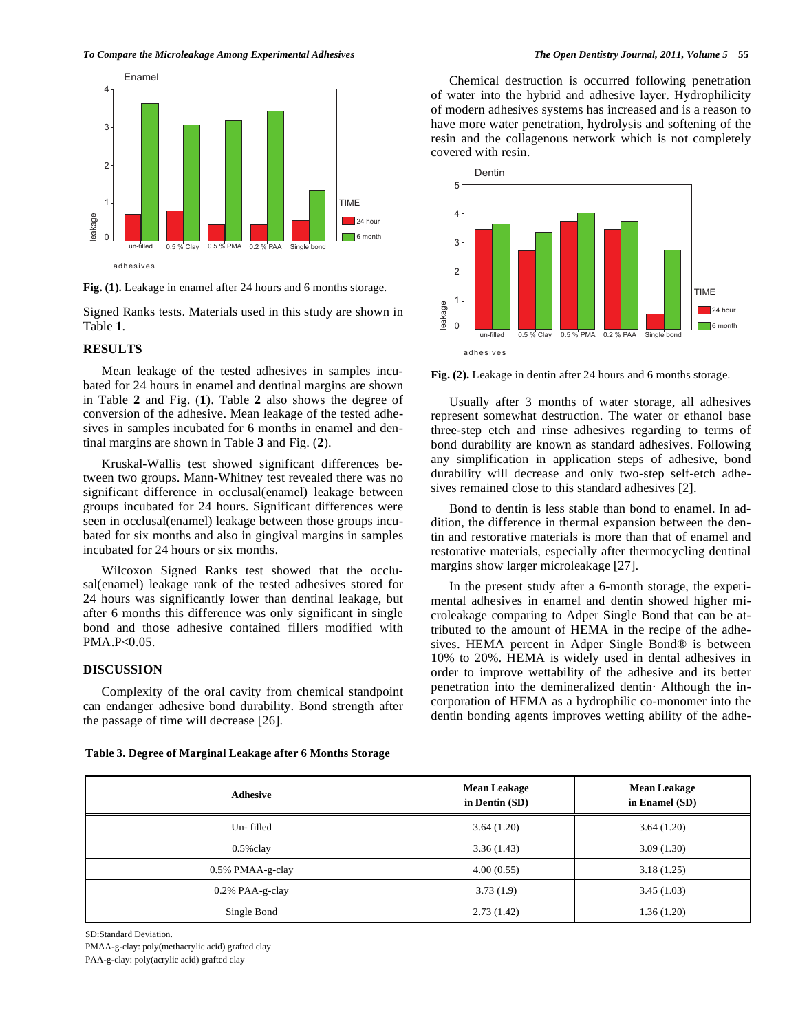Enamel

4

3

2

1

0

leakage

un-filled

0.5 % Clay

0.5 % PMA

0.2 % PAA

Single bond

adhesives

TIME

24 hour

6 month

**Fig. (1).** Leakage in enamel after 24 hours and 6 months storage.

Signed Ranks tests. Materials used in this study are shown in Table **1**.

## RESULTS

Mean leakage of the tested adhesives in samples incubated for 24 hours in enamel and dentinal margins are shown in Table **2** and Fig. (**1**). Table **2** also shows the degree of conversion of the adhesive. Mean leakage of the tested adhesives in samples incubated for 6 months in enamel and dentinal margins are shown in Table **3** and Fig. (**2**).

Kruskal-Wallis test showed significant differences between two groups. Mann-Whitney test revealed there was no significant difference in occlusal(enamel) leakage between groups incubated for 24 hours. Significant differences were seen in occlusal(enamel) leakage between those groups incubated for six months and also in gingival margins in samples incubated for 24 hours or six months.

Wilcoxon Signed Ranks test showed that the occlusal(enamel) leakage rank of the tested adhesives stored for 24 hours was significantly lower than dentinal leakage, but after 6 months this difference was only significant in single bond and those adhesive contained fillers modified with PMA.$P<0.05$.

## DISCUSSION

Complexity of the oral cavity from chemical standpoint can endanger adhesive bond durability. Bond strength after the passage of time will decrease [26].

Chemical destruction is occurred following penetration of water into the hybrid and adhesive layer. Hydrophilicity of modern adhesives systems has increased and is a reason to have more water penetration, hydrolysis and softening of the resin and the collagenous network which is not completely covered with resin.

Dentin

5

4

3

2

1

0

leakage

un-filled

0.5 % Clay

0.5 % PMA

0.2 % PAA

Single bond

adhesives

TIME

24 hour

6 month

**Fig. (2).** Leakage in dentin after 24 hours and 6 months storage.

Usually after 3 months of water storage, all adhesives represent somewhat destruction. The water or ethanol base three-step etch and rinse adhesives regarding to terms of bond durability are known as standard adhesives. Following any simplification in application steps of adhesive, bond durability will decrease and only two-step self-etch adhesives remained close to this standard adhesives [2].

Bond to dentin is less stable than bond to enamel. In addition, the difference in thermal expansion between the dentin and restorative materials is more than that of enamel and restorative materials, especially after thermocycling dentinal margins show larger microleakage [27].

In the present study after a 6-month storage, the experimental adhesives in enamel and dentin showed higher microleakage comparing to Adper Single Bond that can be attributed to the amount of HEMA in the recipe of the adhesives. HEMA percent in Adper Single Bond® is between 10% to 20%. HEMA is widely used in dental adhesives in order to improve wettability of the adhesive and its better penetration into the demineralized dentin· Although the incorporation of HEMA as a hydrophilic co-monomer into the dentin bonding agents improves wetting ability of the adhe-

**Table 3. Degree of Marginal Leakage after 6 Months Storage**

| Adhesive | Mean Leakage in Dentin (SD) | Mean Leakage in Enamel (SD) |
|---|---|---|
| Un- filled | 3.64 (1.20) | 3.64 (1.20) |
| 0.5%clay | 3.36 (1.43) | 3.09 (1.30) |
| 0.5% PMAA-g-clay | 4.00 (0.55) | 3.18 (1.25) |
| 0.2% PAA-g-clay | 3.73 (1.9) | 3.45 (1.03) |
| Single Bond | 2.73 (1.42) | 1.36 (1.20) |

SD:Standard Deviation.

PMAA-g-clay: poly(methacrylic acid) grafted clay

PAA-g-clay: poly(acrylic acid) grafted clay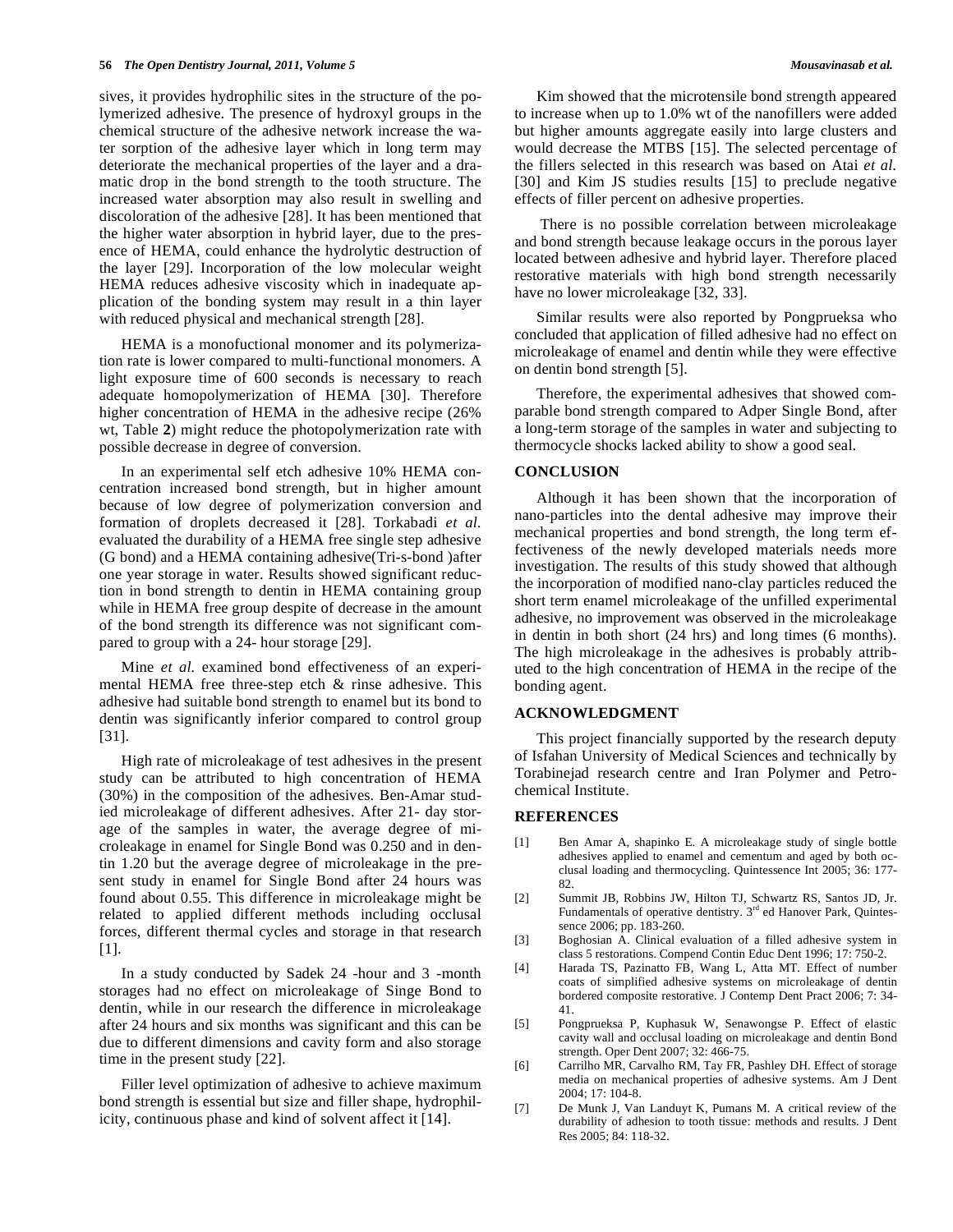sives, it provides hydrophilic sites in the structure of the polymerized adhesive. The presence of hydroxyl groups in the chemical structure of the adhesive network increase the water sorption of the adhesive layer which in long term may deteriorate the mechanical properties of the layer and a dramatic drop in the bond strength to the tooth structure. The increased water absorption may also result in swelling and discoloration of the adhesive [28]. It has been mentioned that the higher water absorption in hybrid layer, due to the presence of HEMA, could enhance the hydrolytic destruction of the layer [29]. Incorporation of the low molecular weight HEMA reduces adhesive viscosity which in inadequate application of the bonding system may result in a thin layer with reduced physical and mechanical strength [28].

HEMA is a monofuctional monomer and its polymerization rate is lower compared to multi-functional monomers. A light exposure time of 600 seconds is necessary to reach adequate homopolymerization of HEMA [30]. Therefore higher concentration of HEMA in the adhesive recipe (26% wt, Table **2**) might reduce the photopolymerization rate with possible decrease in degree of conversion.

In an experimental self etch adhesive 10% HEMA concentration increased bond strength, but in higher amount because of low degree of polymerization conversion and formation of droplets decreased it [28]. Torkabadi *et al.* evaluated the durability of a HEMA free single step adhesive (G bond) and a HEMA containing adhesive(Tri-s-bond )after one year storage in water. Results showed significant reduction in bond strength to dentin in HEMA containing group while in HEMA free group despite of decrease in the amount of the bond strength its difference was not significant compared to group with a 24- hour storage [29].

Mine *et al.* examined bond effectiveness of an experimental HEMA free three-step etch & rinse adhesive. This adhesive had suitable bond strength to enamel but its bond to dentin was significantly inferior compared to control group [31].

High rate of microleakage of test adhesives in the present study can be attributed to high concentration of HEMA (30%) in the composition of the adhesives. Ben-Amar studied microleakage of different adhesives. After 21- day storage of the samples in water, the average degree of microleakage in enamel for Single Bond was 0.250 and in dentin 1.20 but the average degree of microleakage in the present study in enamel for Single Bond after 24 hours was found about 0.55. This difference in microleakage might be related to applied different methods including occlusal forces, different thermal cycles and storage in that research [1].

In a study conducted by Sadek 24 -hour and 3 -month storages had no effect on microleakage of Singe Bond to dentin, while in our research the difference in microleakage after 24 hours and six months was significant and this can be due to different dimensions and cavity form and also storage time in the present study [22].

Filler level optimization of adhesive to achieve maximum bond strength is essential but size and filler shape, hydrophilicity, continuous phase and kind of solvent affect it [14].

Kim showed that the microtensile bond strength appeared to increase when up to 1.0% wt of the nanofillers were added but higher amounts aggregate easily into large clusters and would decrease the MTBS [15]. The selected percentage of the fillers selected in this research was based on Atai *et al.* [30] and Kim JS studies results [15] to preclude negative effects of filler percent on adhesive properties.

There is no possible correlation between microleakage and bond strength because leakage occurs in the porous layer located between adhesive and hybrid layer. Therefore placed restorative materials with high bond strength necessarily have no lower microleakage [32, 33].

Similar results were also reported by Pongprueksa who concluded that application of filled adhesive had no effect on microleakage of enamel and dentin while they were effective on dentin bond strength [5].

Therefore, the experimental adhesives that showed comparable bond strength compared to Adper Single Bond, after a long-term storage of the samples in water and subjecting to thermocycle shocks lacked ability to show a good seal.

## CONCLUSION

Although it has been shown that the incorporation of nano-particles into the dental adhesive may improve their mechanical properties and bond strength, the long term effectiveness of the newly developed materials needs more investigation. The results of this study showed that although the incorporation of modified nano-clay particles reduced the short term enamel microleakage of the unfilled experimental adhesive, no improvement was observed in the microleakage in dentin in both short (24 hrs) and long times (6 months). The high microleakage in the adhesives is probably attributed to the high concentration of HEMA in the recipe of the bonding agent.

## ACKNOWLEDGMENT

This project financially supported by the research deputy of Isfahan University of Medical Sciences and technically by Torabinejad research centre and Iran Polymer and Petrochemical Institute.

## REFERENCES

[1] Ben Amar A, shapinko E. A microleakage study of single bottle adhesives applied to enamel and cementum and aged by both occlusal loading and thermocycling. Quintessence Int 2005; 36: 177-82.

[2] Summit JB, Robbins JW, Hilton TJ, Schwartz RS, Santos JD, Jr. Fundamentals of operative dentistry. 3rd ed Hanover Park, Quintessence 2006; pp. 183-260.

[3] Boghosian A. Clinical evaluation of a filled adhesive system in class 5 restorations. Compend Contin Educ Dent 1996; 17: 750-2.

[4] Harada TS, Pazinatto FB, Wang L, Atta MT. Effect of number coats of simplified adhesive systems on microleakage of dentin bordered composite restorative. J Contemp Dent Pract 2006; 7: 34-41.

[5] Pongprueksa P, Kuphasuk W, Senawongse P. Effect of elastic cavity wall and occlusal loading on microleakage and dentin Bond strength. Oper Dent 2007; 32: 466-75.

[6] Carrilho MR, Carvalho RM, Tay FR, Pashley DH. Effect of storage media on mechanical properties of adhesive systems. Am J Dent 2004; 17: 104-8.

[7] De Munk J, Van Landuyt K, Pumans M. A critical review of the durability of adhesion to tooth tissue: methods and results. J Dent Res 2005; 84: 118-32.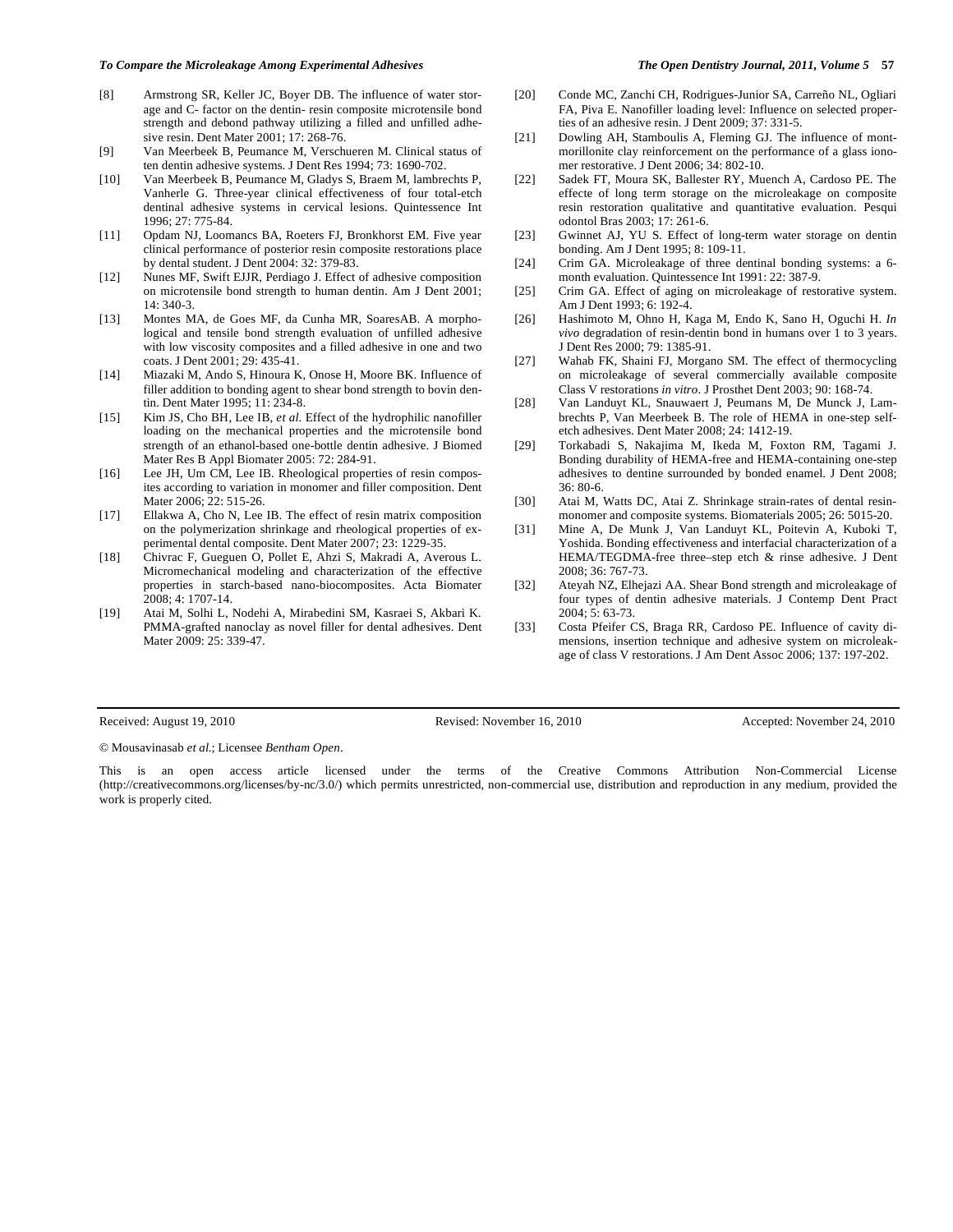[8] Armstrong SR, Keller JC, Boyer DB. The influence of water storage and C- factor on the dentin- resin composite microtensile bond strength and debond pathway utilizing a filled and unfilled adhesive resin. Dent Mater 2001; 17: 268-76.

[9] Van Meerbeek B, Peumance M, Verschueren M. Clinical status of ten dentin adhesive systems. J Dent Res 1994; 73: 1690-702.

[10] Van Meerbeek B, Peumance M, Gladys S, Braem M, lambrechts P, Vanherle G. Three-year clinical effectiveness of four total-etch dentinal adhesive systems in cervical lesions. Quintessence Int 1996; 27: 775-84.

[11] Opdam NJ, Loomancs BA, Roeters FJ, Bronkhorst EM. Five year clinical performance of posterior resin composite restorations place by dental student. J Dent 2004: 32: 379-83.

[12] Nunes MF, Swift EJJR, Perdiago J. Effect of adhesive composition on microtensile bond strength to human dentin. Am J Dent 2001; 14: 340-3.

[13] Montes MA, de Goes MF, da Cunha MR, SoaresAB. A morphological and tensile bond strength evaluation of unfilled adhesive with low viscosity composites and a filled adhesive in one and two coats. J Dent 2001; 29: 435-41.

[14] Miazaki M, Ando S, Hinoura K, Onose H, Moore BK. Influence of filler addition to bonding agent to shear bond strength to bovin dentin. Dent Mater 1995; 11: 234-8.

[15] Kim JS, Cho BH, Lee IB, *et al.* Effect of the hydrophilic nanofiller loading on the mechanical properties and the microtensile bond strength of an ethanol-based one-bottle dentin adhesive. J Biomed Mater Res B Appl Biomater 2005: 72: 284-91.

[16] Lee JH, Um CM, Lee IB. Rheological properties of resin composites according to variation in monomer and filler composition. Dent Mater 2006; 22: 515-26.

[17] Ellakwa A, Cho N, Lee IB. The effect of resin matrix composition on the polymerization shrinkage and rheological properties of experimental dental composite. Dent Mater 2007; 23: 1229-35.

[18] Chivrac F, Gueguen O, Pollet E, Ahzi S, Makradi A, Averous L. Micromechanical modeling and characterization of the effective properties in starch-based nano-biocomposites. Acta Biomater 2008; 4: 1707-14.

[19] Atai M, Solhi L, Nodehi A, Mirabedini SM, Kasraei S, Akbari K. PMMA-grafted nanoclay as novel filler for dental adhesives. Dent Mater 2009: 25: 339-47.

[20] Conde MC, Zanchi CH, Rodrigues-Junior SA, Carreño NL, Ogliari FA, Piva E. Nanofiller loading level: Influence on selected properties of an adhesive resin. J Dent 2009; 37: 331-5.

[21] Dowling AH, Stamboulis A, Fleming GJ. The influence of montmorillonite clay reinforcement on the performance of a glass ionomer restorative. J Dent 2006; 34: 802-10.

[22] Sadek FT, Moura SK, Ballester RY, Muench A, Cardoso PE. The effecte of long term storage on the microleakage on composite resin restoration qualitative and quantitative evaluation. Pesqui odontol Bras 2003; 17: 261-6.

[23] Gwinnet AJ, YU S. Effect of long-term water storage on dentin bonding. Am J Dent 1995; 8: 109-11.

[24] Crim GA. Microleakage of three dentinal bonding systems: a 6-month evaluation. Quintessence Int 1991: 22: 387-9.

[25] Crim GA. Effect of aging on microleakage of restorative system. Am J Dent 1993; 6: 192-4.

[26] Hashimoto M, Ohno H, Kaga M, Endo K, Sano H, Oguchi H. *In vivo* degradation of resin-dentin bond in humans over 1 to 3 years. J Dent Res 2000; 79: 1385-91.

[27] Wahab FK, Shaini FJ, Morgano SM. The effect of thermocycling on microleakage of several commercially available composite Class V restorations *in vitro*. J Prosthet Dent 2003; 90: 168-74.

[28] Van Landuyt KL, Snauwaert J, Peumans M, De Munck J, Lambrechts P, Van Meerbeek B. The role of HEMA in one-step self-etch adhesives. Dent Mater 2008; 24: 1412-19.

[29] Torkabadi S, Nakajima M, Ikeda M, Foxton RM, Tagami J. Bonding durability of HEMA-free and HEMA-containing one-step adhesives to dentine surrounded by bonded enamel. J Dent 2008; 36: 80-6.

[30] Atai M, Watts DC, Atai Z. Shrinkage strain-rates of dental resin-monomer and composite systems. Biomaterials 2005; 26: 5015-20.

[31] Mine A, De Munk J, Van Landuyt KL, Poitevin A, Kuboki T, Yoshida. Bonding effectiveness and interfacial characterization of a HEMA/TEGDMA-free three–step etch & rinse adhesive. J Dent 2008; 36: 767-73.

[32] Ateyah NZ, Elhejazi AA. Shear Bond strength and microleakage of four types of dentin adhesive materials. J Contemp Dent Pract 2004; 5: 63-73.

[33] Costa Pfeifer CS, Braga RR, Cardoso PE. Influence of cavity dimensions, insertion technique and adhesive system on microleakage of class V restorations. J Am Dent Assoc 2006; 137: 197-202.

Received: August 19, 2010 Revised: November 16, 2010 Accepted: November 24, 2010

© Mousavinasab *et al.*; Licensee *Bentham Open*.

This is an open access article licensed under the terms of the Creative Commons Attribution Non-Commercial License (http://creativecommons.org/licenses/by-nc/3.0/) which permits unrestricted, non-commercial use, distribution and reproduction in any medium, provided the work is properly cited.